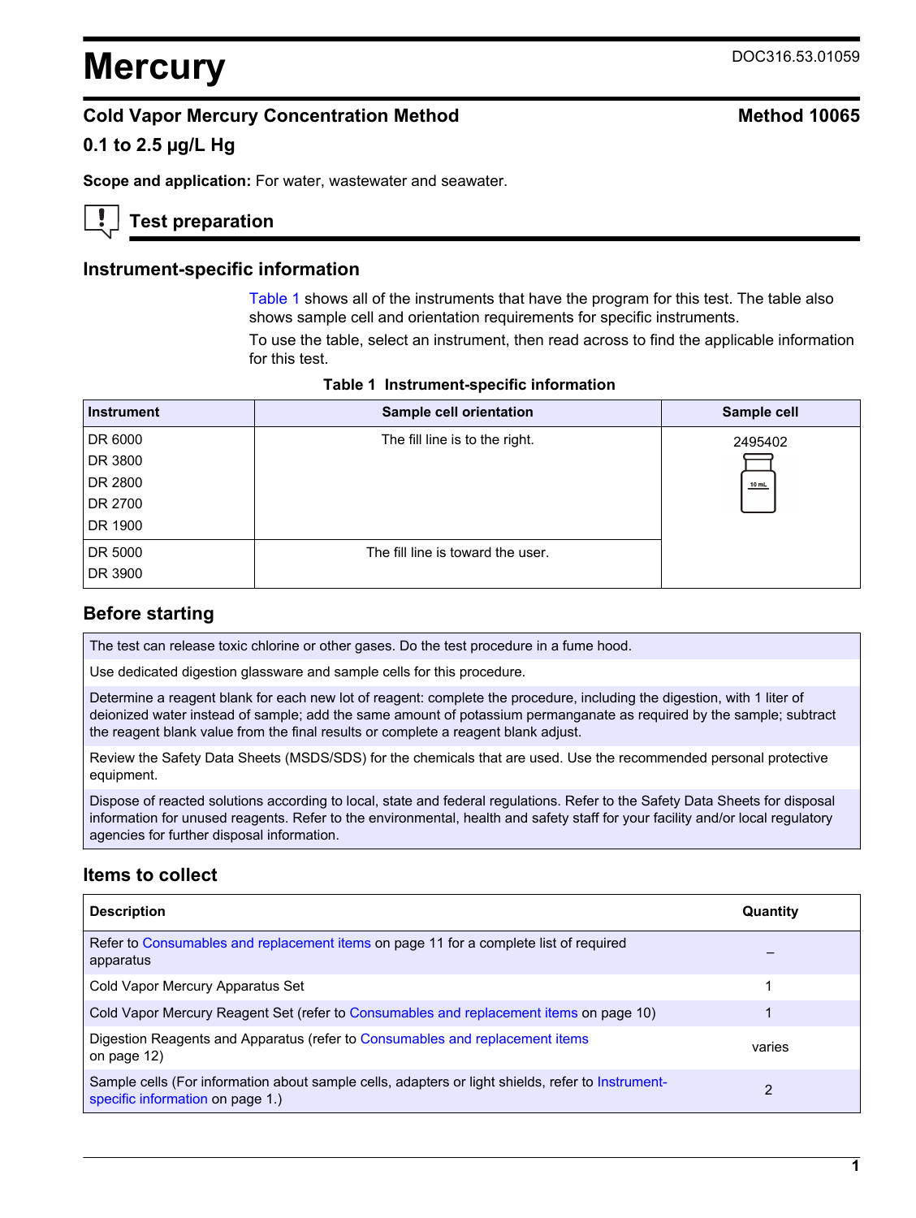# Mercury

DOC316.53.01059

## Cold Vapor Mercury Concentration Method

**Method 10065**

**0.1 to 2.5 µg/L Hg**

**Scope and application:** For water, wastewater and seawater.

## Test preparation

### Instrument-specific information

Table 1 shows all of the instruments that have the program for this test. The table also shows sample cell and orientation requirements for specific instruments.

To use the table, select an instrument, then read across to find the applicable information for this test.

**Table 1 Instrument-specific information**

| Instrument | Sample cell orientation | Sample cell |
|---|---|---|
| DR 6000<br>DR 3800<br>DR 2800<br>DR 2700<br>DR 1900 | The fill line is to the right. | 2495402 |
| DR 5000<br>DR 3900 | The fill line is toward the user. | |

### Before starting

The test can release toxic chlorine or other gases. Do the test procedure in a fume hood.

Use dedicated digestion glassware and sample cells for this procedure.

Determine a reagent blank for each new lot of reagent: complete the procedure, including the digestion, with 1 liter of deionized water instead of sample; add the same amount of potassium permanganate as required by the sample; subtract the reagent blank value from the final results or complete a reagent blank adjust.

Review the Safety Data Sheets (MSDS/SDS) for the chemicals that are used. Use the recommended personal protective equipment.

Dispose of reacted solutions according to local, state and federal regulations. Refer to the Safety Data Sheets for disposal information for unused reagents. Refer to the environmental, health and safety staff for your facility and/or local regulatory agencies for further disposal information.

### Items to collect

| Description | Quantity |
|---|---|
| Refer to Consumables and replacement items on page 11 for a complete list of required apparatus | – |
| Cold Vapor Mercury Apparatus Set | 1 |
| Cold Vapor Mercury Reagent Set (refer to Consumables and replacement items on page 10) | 1 |
| Digestion Reagents and Apparatus (refer to Consumables and replacement items on page 12) | varies |
| Sample cells (For information about sample cells, adapters or light shields, refer to Instrument-specific information on page 1.) | 2 |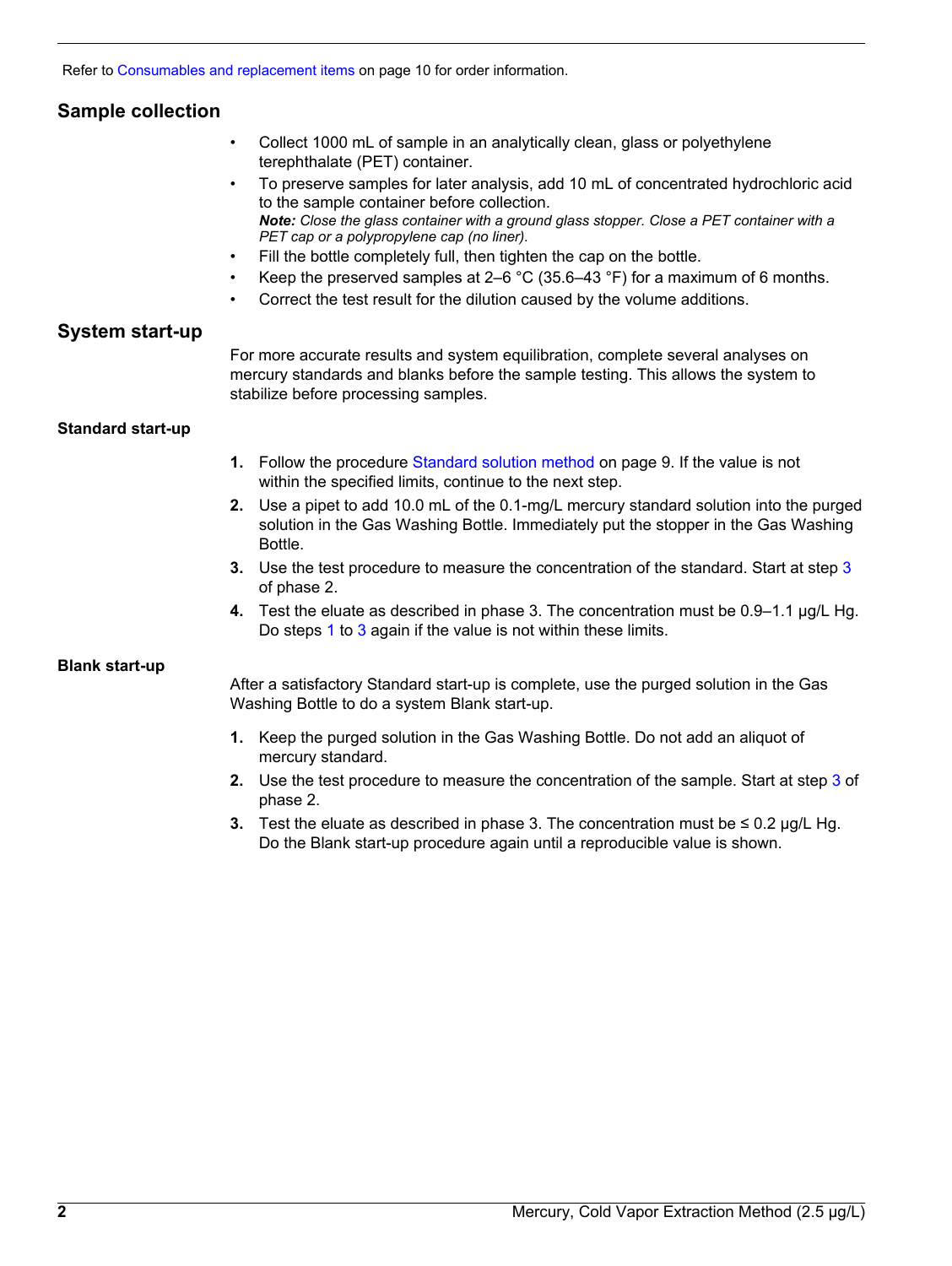Refer to Consumables and replacement items on page 10 for order information.

## Sample collection

- Collect 1000 mL of sample in an analytically clean, glass or polyethylene terephthalate (PET) container.
- To preserve samples for later analysis, add 10 mL of concentrated hydrochloric acid to the sample container before collection.
  ***Note:*** *Close the glass container with a ground glass stopper. Close a PET container with a PET cap or a polypropylene cap (no liner).*
- Fill the bottle completely full, then tighten the cap on the bottle.
- Keep the preserved samples at 2–6 °C (35.6–43 °F) for a maximum of 6 months.
- Correct the test result for the dilution caused by the volume additions.

## System start-up

For more accurate results and system equilibration, complete several analyses on mercury standards and blanks before the sample testing. This allows the system to stabilize before processing samples.

### Standard start-up

1. Follow the procedure Standard solution method on page 9. If the value is not within the specified limits, continue to the next step.
2. Use a pipet to add 10.0 mL of the 0.1-mg/L mercury standard solution into the purged solution in the Gas Washing Bottle. Immediately put the stopper in the Gas Washing Bottle.
3. Use the test procedure to measure the concentration of the standard. Start at step 3 of phase 2.
4. Test the eluate as described in phase 3. The concentration must be 0.9–1.1 µg/L Hg. Do steps 1 to 3 again if the value is not within these limits.

### Blank start-up

After a satisfactory Standard start-up is complete, use the purged solution in the Gas Washing Bottle to do a system Blank start-up.

1. Keep the purged solution in the Gas Washing Bottle. Do not add an aliquot of mercury standard.
2. Use the test procedure to measure the concentration of the sample. Start at step 3 of phase 2.
3. Test the eluate as described in phase 3. The concentration must be ≤ 0.2 µg/L Hg. Do the Blank start-up procedure again until a reproducible value is shown.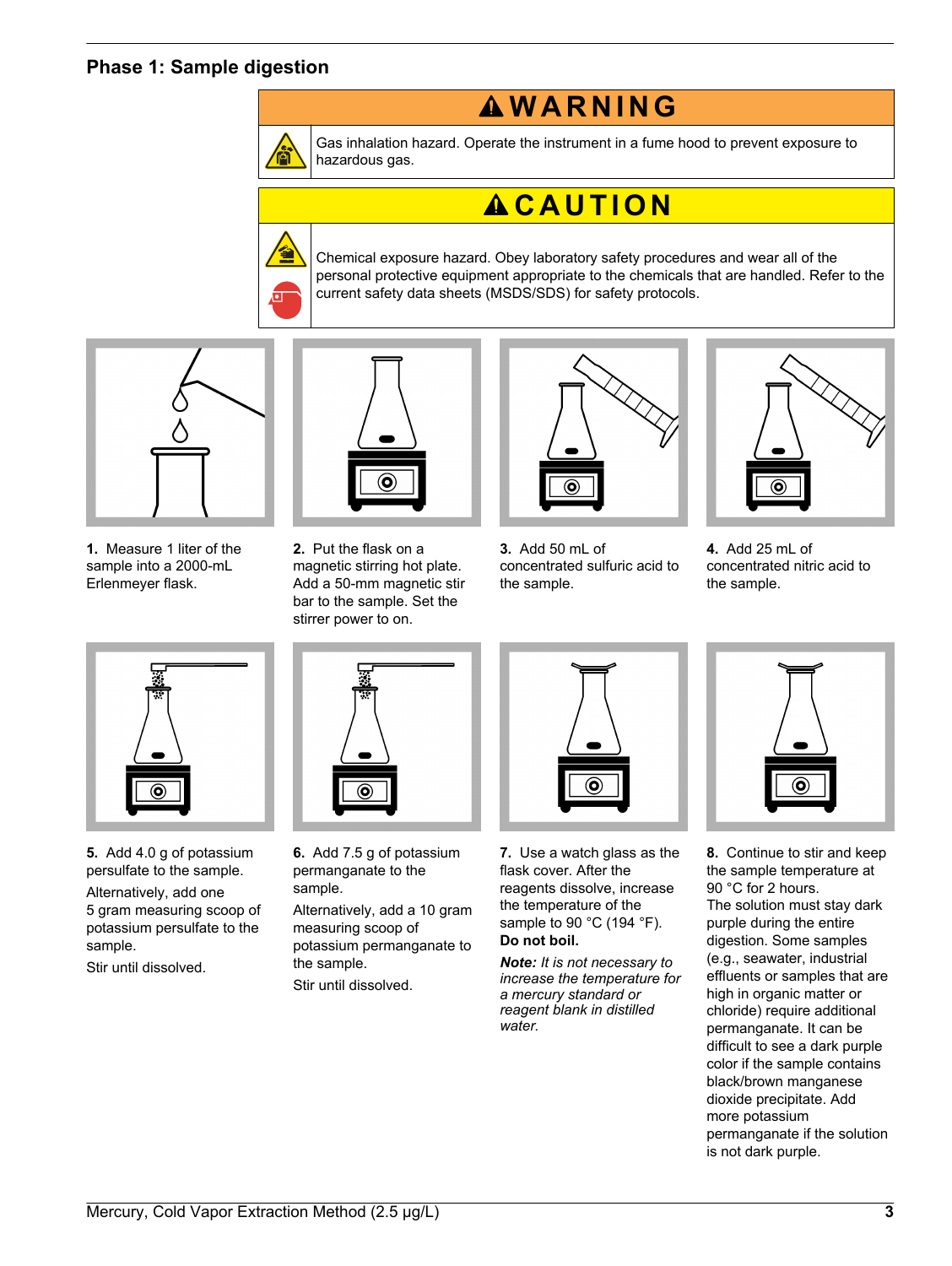## Phase 1: Sample digestion

**⚠ WARNING**

Gas inhalation hazard. Operate the instrument in a fume hood to prevent exposure to hazardous gas.

**⚠ CAUTION**

Chemical exposure hazard. Obey laboratory safety procedures and wear all of the personal protective equipment appropriate to the chemicals that are handled. Refer to the current safety data sheets (MSDS/SDS) for safety protocols.

**1.** Measure 1 liter of the sample into a 2000-mL Erlenmeyer flask.

**2.** Put the flask on a magnetic stirring hot plate. Add a 50-mm magnetic stir bar to the sample. Set the stirrer power to on.

**3.** Add 50 mL of concentrated sulfuric acid to the sample.

**4.** Add 25 mL of concentrated nitric acid to the sample.

**5.** Add 4.0 g of potassium persulfate to the sample.

Alternatively, add one 5 gram measuring scoop of potassium persulfate to the sample.

Stir until dissolved.

**6.** Add 7.5 g of potassium permanganate to the sample.

Alternatively, add a 10 gram measuring scoop of potassium permanganate to the sample.

Stir until dissolved.

**7.** Use a watch glass as the flask cover. After the reagents dissolve, increase the temperature of the sample to 90 °C (194 °F). **Do not boil.**

***Note:*** *It is not necessary to increase the temperature for a mercury standard or reagent blank in distilled water.*

**8.** Continue to stir and keep the sample temperature at 90 °C for 2 hours.

The solution must stay dark purple during the entire digestion. Some samples (e.g., seawater, industrial effluents or samples that are high in organic matter or chloride) require additional permanganate. It can be difficult to see a dark purple color if the sample contains black/brown manganese dioxide precipitate. Add more potassium permanganate if the solution is not dark purple.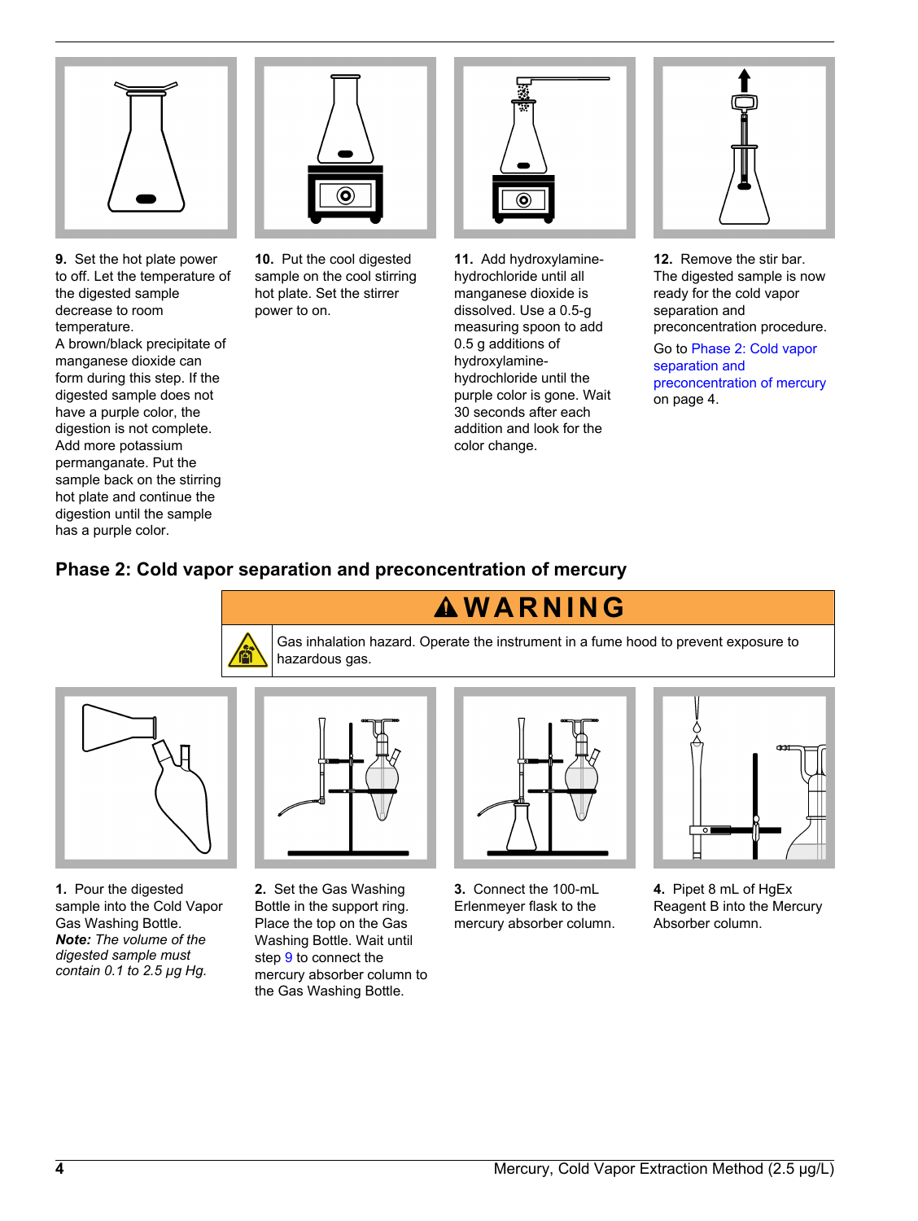**9.** Set the hot plate power to off. Let the temperature of the digested sample decrease to room temperature.
A brown/black precipitate of manganese dioxide can form during this step. If the digested sample does not have a purple color, the digestion is not complete. Add more potassium permanganate. Put the sample back on the stirring hot plate and continue the digestion until the sample has a purple color.

**10.** Put the cool digested sample on the cool stirring hot plate. Set the stirrer power to on.

**11.** Add hydroxylamine-hydrochloride until all manganese dioxide is dissolved. Use a 0.5-g measuring spoon to add 0.5 g additions of hydroxylamine-hydrochloride until the purple color is gone. Wait 30 seconds after each addition and look for the color change.

**12.** Remove the stir bar. The digested sample is now ready for the cold vapor separation and preconcentration procedure.
Go to Phase 2: Cold vapor separation and preconcentration of mercury on page 4.

## Phase 2: Cold vapor separation and preconcentration of mercury

**⚠ WARNING**

Gas inhalation hazard. Operate the instrument in a fume hood to prevent exposure to hazardous gas.

**1.** Pour the digested sample into the Cold Vapor Gas Washing Bottle.
***Note:*** *The volume of the digested sample must contain 0.1 to 2.5 µg Hg.*

**2.** Set the Gas Washing Bottle in the support ring. Place the top on the Gas Washing Bottle. Wait until step 9 to connect the mercury absorber column to the Gas Washing Bottle.

**3.** Connect the 100-mL Erlenmeyer flask to the mercury absorber column.

**4.** Pipet 8 mL of HgEx Reagent B into the Mercury Absorber column.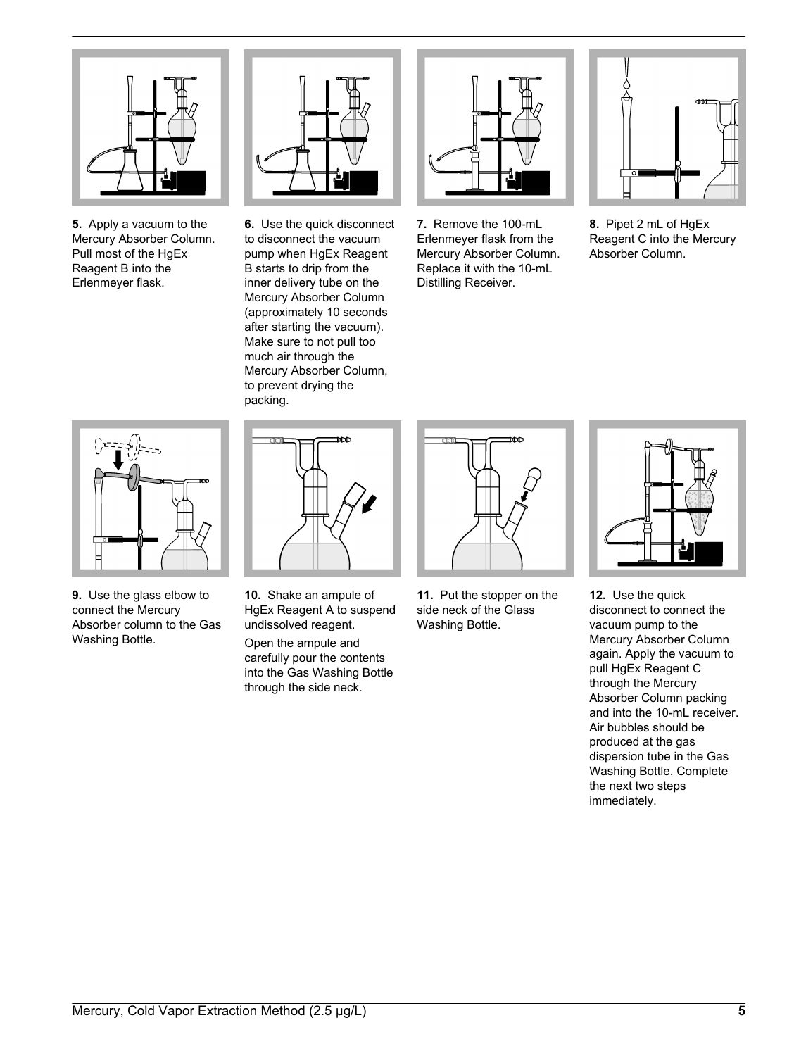**5.** Apply a vacuum to the Mercury Absorber Column. Pull most of the HgEx Reagent B into the Erlenmeyer flask.

**6.** Use the quick disconnect to disconnect the vacuum pump when HgEx Reagent B starts to drip from the inner delivery tube on the Mercury Absorber Column (approximately 10 seconds after starting the vacuum). Make sure to not pull too much air through the Mercury Absorber Column, to prevent drying the packing.

**7.** Remove the 100-mL Erlenmeyer flask from the Mercury Absorber Column. Replace it with the 10-mL Distilling Receiver.

**8.** Pipet 2 mL of HgEx Reagent C into the Mercury Absorber Column.

**9.** Use the glass elbow to connect the Mercury Absorber column to the Gas Washing Bottle.

**10.** Shake an ampule of HgEx Reagent A to suspend undissolved reagent.

Open the ampule and carefully pour the contents into the Gas Washing Bottle through the side neck.

**11.** Put the stopper on the side neck of the Glass Washing Bottle.

**12.** Use the quick disconnect to connect the vacuum pump to the Mercury Absorber Column again. Apply the vacuum to pull HgEx Reagent C through the Mercury Absorber Column packing and into the 10-mL receiver. Air bubbles should be produced at the gas dispersion tube in the Gas Washing Bottle. Complete the next two steps immediately.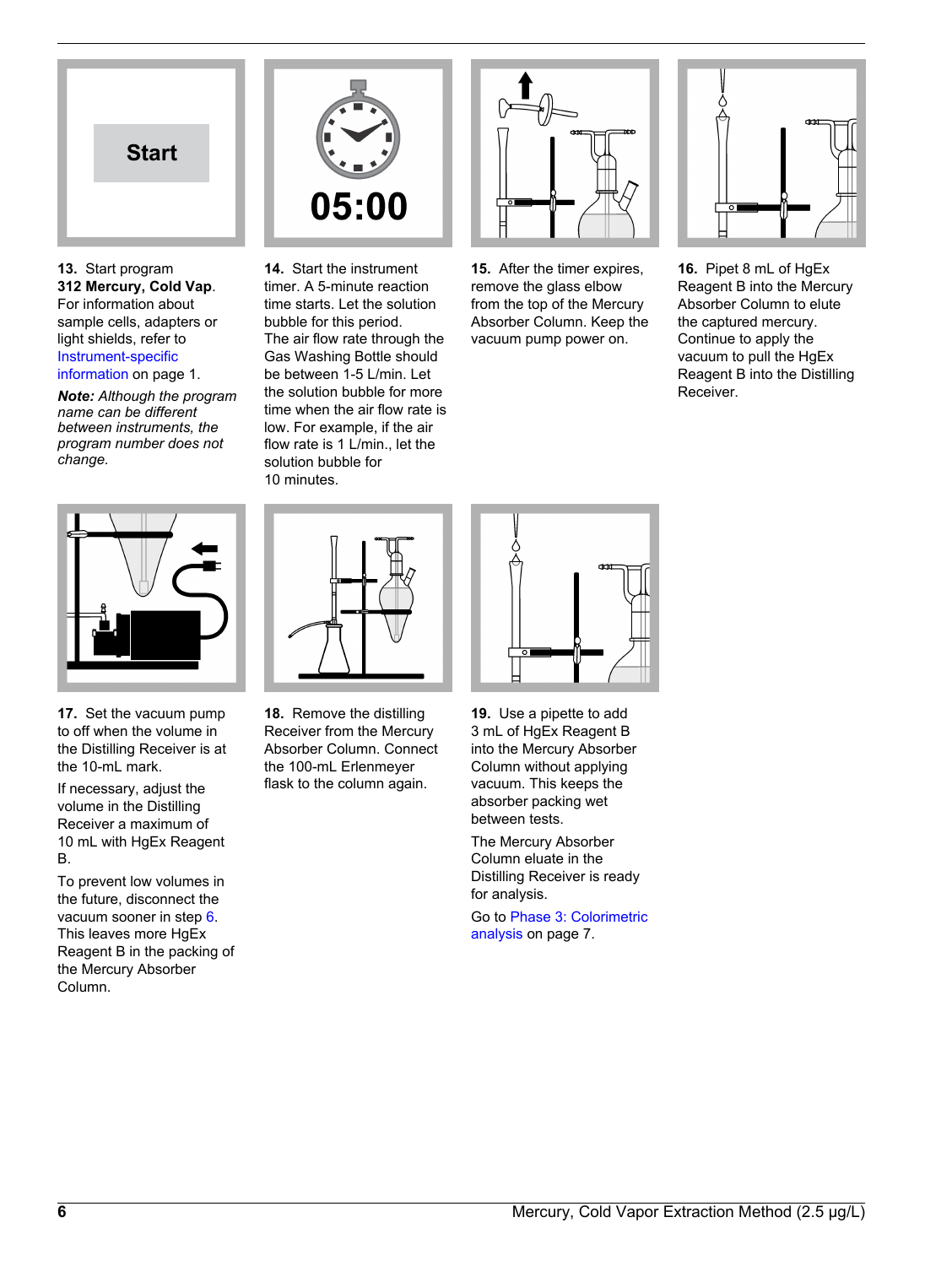13. Start program **312 Mercury, Cold Vap**. For information about sample cells, adapters or light shields, refer to Instrument-specific information on page 1.

***Note:** Although the program name can be different between instruments, the program number does not change.*

14. Start the instrument timer. A 5-minute reaction time starts. Let the solution bubble for this period.

The air flow rate through the Gas Washing Bottle should be between 1-5 L/min. Let the solution bubble for more time when the air flow rate is low. For example, if the air flow rate is 1 L/min., let the solution bubble for 10 minutes.

15. After the timer expires, remove the glass elbow from the top of the Mercury Absorber Column. Keep the vacuum pump power on.

16. Pipet 8 mL of HgEx Reagent B into the Mercury Absorber Column to elute the captured mercury. Continue to apply the vacuum to pull the HgEx Reagent B into the Distilling Receiver.

17. Set the vacuum pump to off when the volume in the Distilling Receiver is at the 10-mL mark.

If necessary, adjust the volume in the Distilling Receiver a maximum of 10 mL with HgEx Reagent B.

To prevent low volumes in the future, disconnect the vacuum sooner in step 6. This leaves more HgEx Reagent B in the packing of the Mercury Absorber Column.

18. Remove the distilling Receiver from the Mercury Absorber Column. Connect the 100-mL Erlenmeyer flask to the column again.

19. Use a pipette to add 3 mL of HgEx Reagent B into the Mercury Absorber Column without applying vacuum. This keeps the absorber packing wet between tests.

The Mercury Absorber Column eluate in the Distilling Receiver is ready for analysis.

Go to Phase 3: Colorimetric analysis on page 7.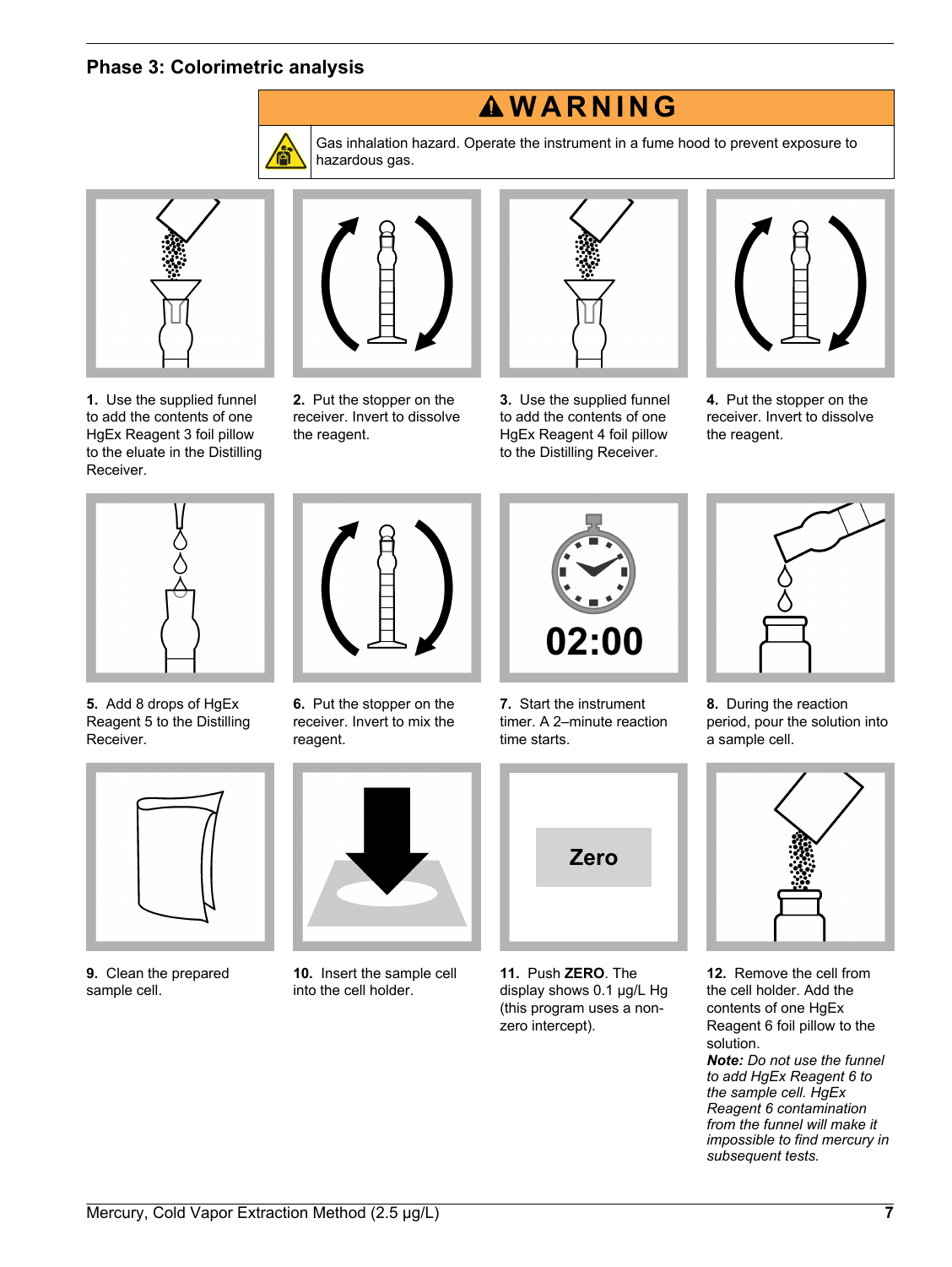## Phase 3: Colorimetric analysis

**⚠ WARNING**

Gas inhalation hazard. Operate the instrument in a fume hood to prevent exposure to hazardous gas.

1. Use the supplied funnel to add the contents of one HgEx Reagent 3 foil pillow to the eluate in the Distilling Receiver.

2. Put the stopper on the receiver. Invert to dissolve the reagent.

3. Use the supplied funnel to add the contents of one HgEx Reagent 4 foil pillow to the Distilling Receiver.

4. Put the stopper on the receiver. Invert to dissolve the reagent.

5. Add 8 drops of HgEx Reagent 5 to the Distilling Receiver.

6. Put the stopper on the receiver. Invert to mix the reagent.

7. Start the instrument timer. A 2–minute reaction time starts.

8. During the reaction period, pour the solution into a sample cell.

9. Clean the prepared sample cell.

10. Insert the sample cell into the cell holder.

11. Push **ZERO**. The display shows 0.1 µg/L Hg (this program uses a non-zero intercept).

12. Remove the cell from the cell holder. Add the contents of one HgEx Reagent 6 foil pillow to the solution.

    ***Note:*** *Do not use the funnel to add HgEx Reagent 6 to the sample cell. HgEx Reagent 6 contamination from the funnel will make it impossible to find mercury in subsequent tests.*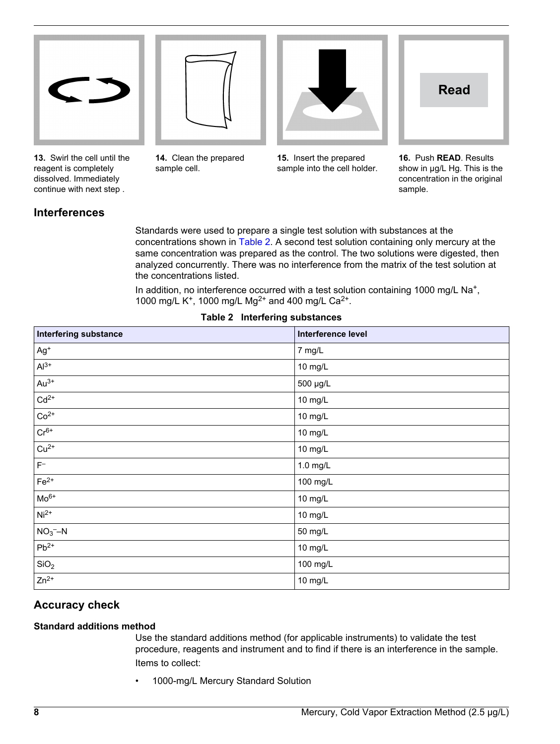13. Swirl the cell until the reagent is completely dissolved. Immediately continue with next step .

14. Clean the prepared sample cell.

15. Insert the prepared sample into the cell holder.

16. Push **READ**. Results show in µg/L Hg. This is the concentration in the original sample.

## Interferences

Standards were used to prepare a single test solution with substances at the concentrations shown in Table 2. A second test solution containing only mercury at the same concentration was prepared as the control. The two solutions were digested, then analyzed concurrently. There was no interference from the matrix of the test solution at the concentrations listed.

In addition, no interference occurred with a test solution containing 1000 mg/L $Na^+$, 1000 mg/L $K^+$, 1000 mg/L $Mg^{2+}$ and 400 mg/L $Ca^{2+}$.

**Table 2 Interfering substances**

| Interfering substance | Interference level |
|---|---|
| $Ag^+$ | 7 mg/L |
| $Al^{3+}$ | 10 mg/L |
| $Au^{3+}$ | 500 µg/L |
| $Cd^{2+}$ | 10 mg/L |
| $Co^{2+}$ | 10 mg/L |
| $Cr^{6+}$ | 10 mg/L |
| $Cu^{2+}$ | 10 mg/L |
| $F^-$ | 1.0 mg/L |
| $Fe^{2+}$ | 100 mg/L |
| $Mo^{6+}$ | 10 mg/L |
| $Ni^{2+}$ | 10 mg/L |
| $NO_3^-$–N | 50 mg/L |
| $Pb^{2+}$ | 10 mg/L |
| $SiO_2$ | 100 mg/L |
| $Zn^{2+}$ | 10 mg/L |

## Accuracy check

### Standard additions method

Use the standard additions method (for applicable instruments) to validate the test procedure, reagents and instrument and to find if there is an interference in the sample.

Items to collect:

- 1000-mg/L Mercury Standard Solution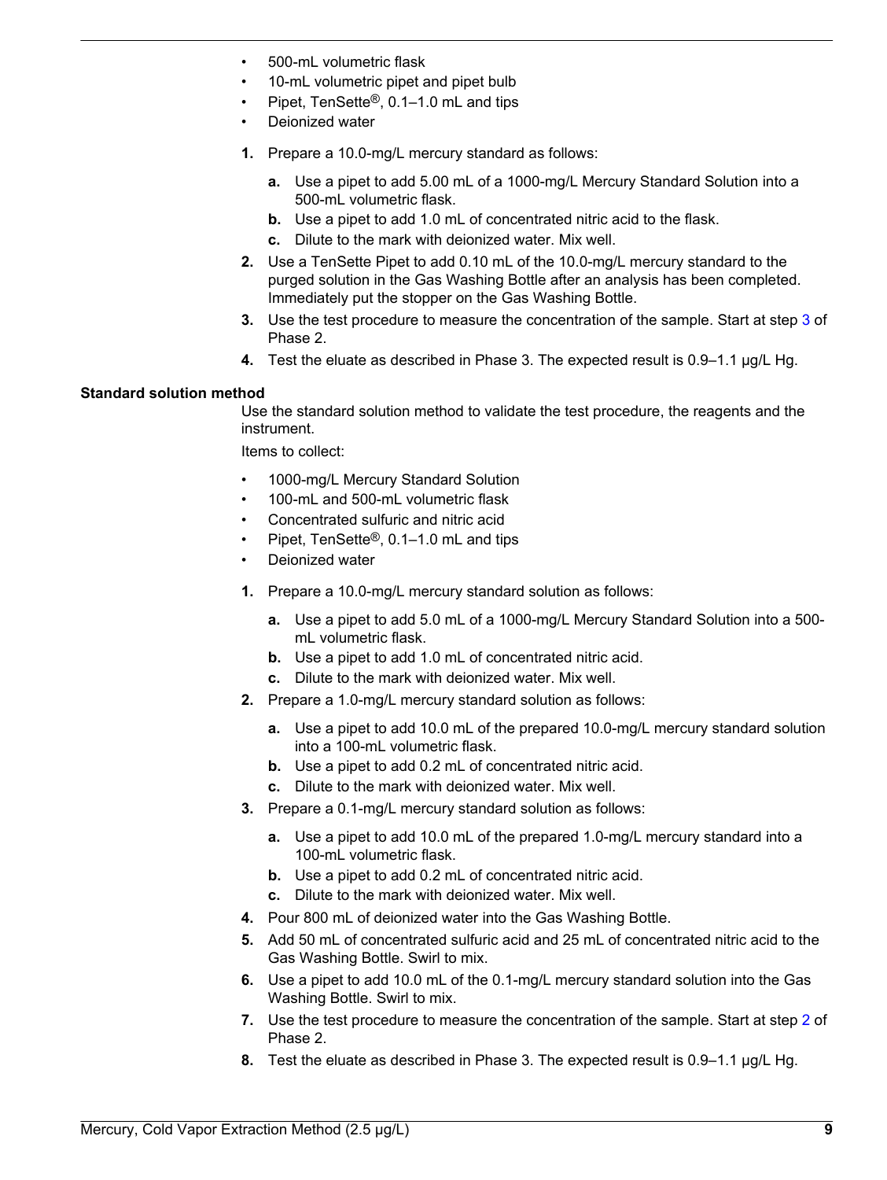- 500-mL volumetric flask
- 10-mL volumetric pipet and pipet bulb
- Pipet, TenSette®, 0.1–1.0 mL and tips
- Deionized water

1. Prepare a 10.0-mg/L mercury standard as follows:
   a. Use a pipet to add 5.00 mL of a 1000-mg/L Mercury Standard Solution into a 500-mL volumetric flask.
   b. Use a pipet to add 1.0 mL of concentrated nitric acid to the flask.
   c. Dilute to the mark with deionized water. Mix well.
2. Use a TenSette Pipet to add 0.10 mL of the 10.0-mg/L mercury standard to the purged solution in the Gas Washing Bottle after an analysis has been completed. Immediately put the stopper on the Gas Washing Bottle.
3. Use the test procedure to measure the concentration of the sample. Start at step 3 of Phase 2.
4. Test the eluate as described in Phase 3. The expected result is 0.9–1.1 µg/L Hg.

**Standard solution method**

Use the standard solution method to validate the test procedure, the reagents and the instrument.

Items to collect:

- 1000-mg/L Mercury Standard Solution
- 100-mL and 500-mL volumetric flask
- Concentrated sulfuric and nitric acid
- Pipet, TenSette®, 0.1–1.0 mL and tips
- Deionized water

1. Prepare a 10.0-mg/L mercury standard solution as follows:
   a. Use a pipet to add 5.0 mL of a 1000-mg/L Mercury Standard Solution into a 500-mL volumetric flask.
   b. Use a pipet to add 1.0 mL of concentrated nitric acid.
   c. Dilute to the mark with deionized water. Mix well.
2. Prepare a 1.0-mg/L mercury standard solution as follows:
   a. Use a pipet to add 10.0 mL of the prepared 10.0-mg/L mercury standard solution into a 100-mL volumetric flask.
   b. Use a pipet to add 0.2 mL of concentrated nitric acid.
   c. Dilute to the mark with deionized water. Mix well.
3. Prepare a 0.1-mg/L mercury standard solution as follows:
   a. Use a pipet to add 10.0 mL of the prepared 1.0-mg/L mercury standard into a 100-mL volumetric flask.
   b. Use a pipet to add 0.2 mL of concentrated nitric acid.
   c. Dilute to the mark with deionized water. Mix well.
4. Pour 800 mL of deionized water into the Gas Washing Bottle.
5. Add 50 mL of concentrated sulfuric acid and 25 mL of concentrated nitric acid to the Gas Washing Bottle. Swirl to mix.
6. Use a pipet to add 10.0 mL of the 0.1-mg/L mercury standard solution into the Gas Washing Bottle. Swirl to mix.
7. Use the test procedure to measure the concentration of the sample. Start at step 2 of Phase 2.
8. Test the eluate as described in Phase 3. The expected result is 0.9–1.1 µg/L Hg.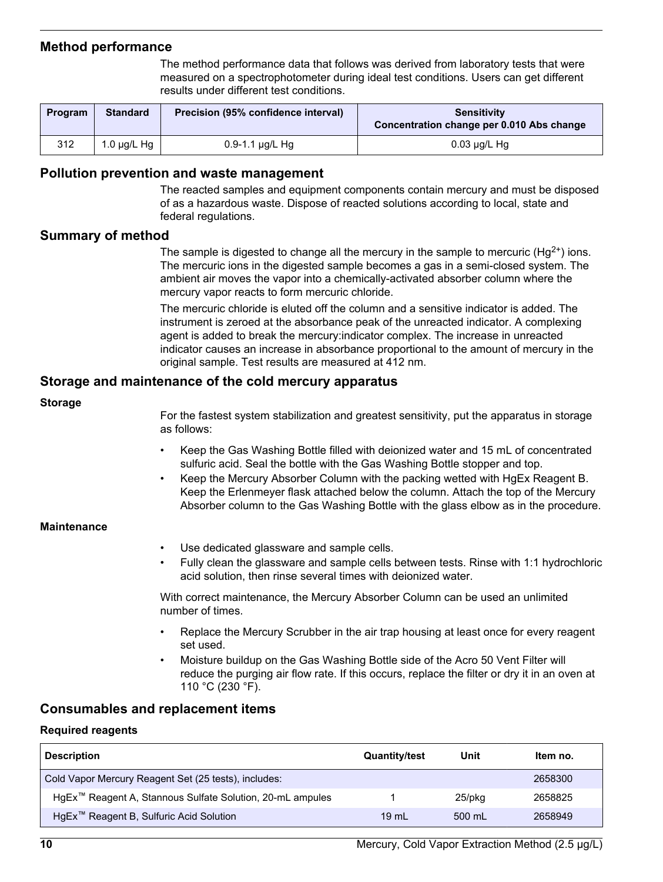## Method performance

The method performance data that follows was derived from laboratory tests that were measured on a spectrophotometer during ideal test conditions. Users can get different results under different test conditions.

| Program | Standard | Precision (95% confidence interval) | Sensitivity Concentration change per 0.010 Abs change |
|---|---|---|---|
| 312 | 1.0 µg/L Hg | 0.9-1.1 µg/L Hg | 0.03 µg/L Hg |

## Pollution prevention and waste management

The reacted samples and equipment components contain mercury and must be disposed of as a hazardous waste. Dispose of reacted solutions according to local, state and federal regulations.

## Summary of method

The sample is digested to change all the mercury in the sample to mercuric ($Hg^{2+}$) ions. The mercuric ions in the digested sample becomes a gas in a semi-closed system. The ambient air moves the vapor into a chemically-activated absorber column where the mercury vapor reacts to form mercuric chloride.

The mercuric chloride is eluted off the column and a sensitive indicator is added. The instrument is zeroed at the absorbance peak of the unreacted indicator. A complexing agent is added to break the mercury:indicator complex. The increase in unreacted indicator causes an increase in absorbance proportional to the amount of mercury in the original sample. Test results are measured at 412 nm.

## Storage and maintenance of the cold mercury apparatus

### Storage

For the fastest system stabilization and greatest sensitivity, put the apparatus in storage as follows:

- Keep the Gas Washing Bottle filled with deionized water and 15 mL of concentrated sulfuric acid. Seal the bottle with the Gas Washing Bottle stopper and top.
- Keep the Mercury Absorber Column with the packing wetted with HgEx Reagent B. Keep the Erlenmeyer flask attached below the column. Attach the top of the Mercury Absorber column to the Gas Washing Bottle with the glass elbow as in the procedure.

### Maintenance

- Use dedicated glassware and sample cells.
- Fully clean the glassware and sample cells between tests. Rinse with 1:1 hydrochloric acid solution, then rinse several times with deionized water.

With correct maintenance, the Mercury Absorber Column can be used an unlimited number of times.

- Replace the Mercury Scrubber in the air trap housing at least once for every reagent set used.
- Moisture buildup on the Gas Washing Bottle side of the Acro 50 Vent Filter will reduce the purging air flow rate. If this occurs, replace the filter or dry it in an oven at 110 °C (230 °F).

## Consumables and replacement items

### Required reagents

| Description | Quantity/test | Unit | Item no. |
|---|---|---|---|
| Cold Vapor Mercury Reagent Set (25 tests), includes: | | | 2658300 |
| HgEx™ Reagent A, Stannous Sulfate Solution, 20-mL ampules | 1 | 25/pkg | 2658825 |
| HgEx™ Reagent B, Sulfuric Acid Solution | 19 mL | 500 mL | 2658949 |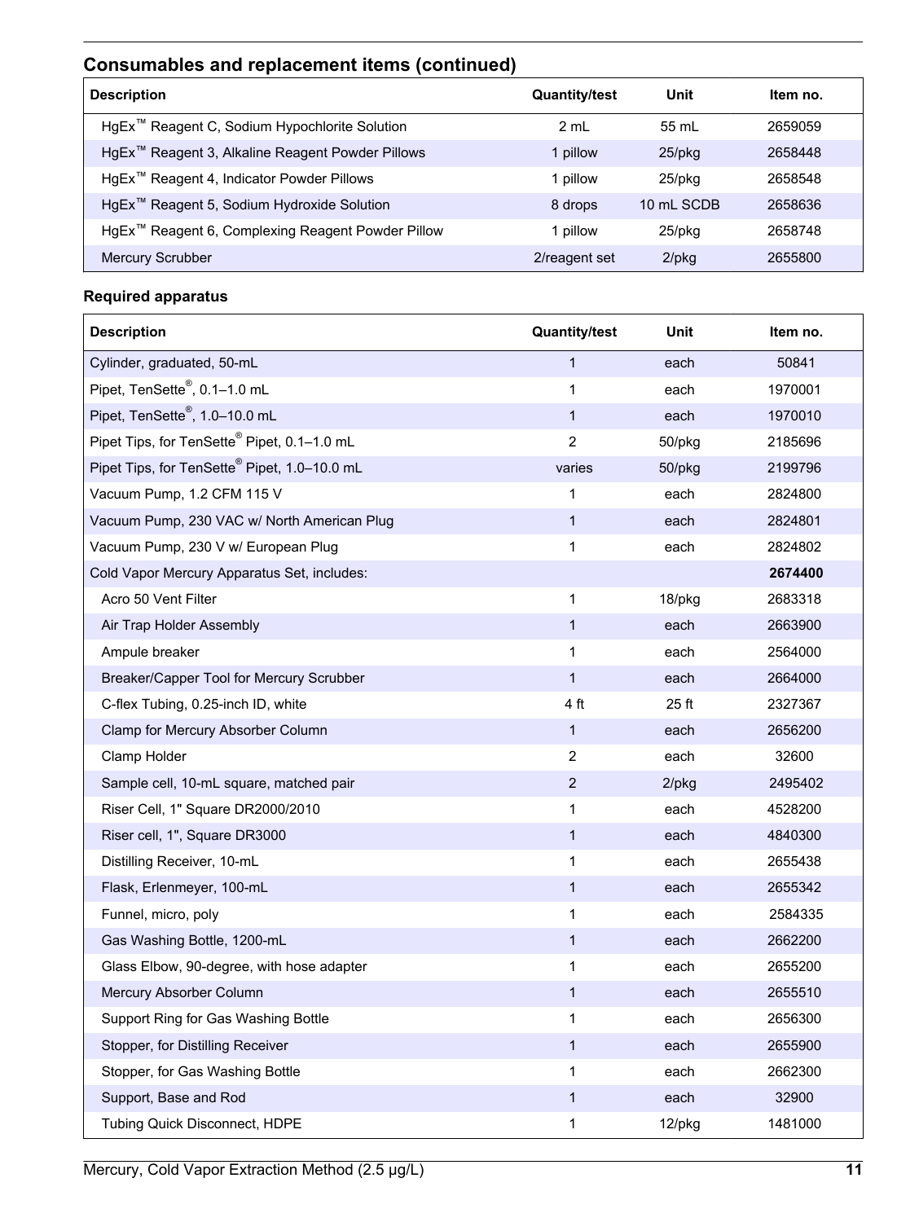## Consumables and replacement items (continued)

| Description | Quantity/test | Unit | Item no. |
|---|---|---|---|
| HgEx™ Reagent C, Sodium Hypochlorite Solution | 2 mL | 55 mL | 2659059 |
| HgEx™ Reagent 3, Alkaline Reagent Powder Pillows | 1 pillow | 25/pkg | 2658448 |
| HgEx™ Reagent 4, Indicator Powder Pillows | 1 pillow | 25/pkg | 2658548 |
| HgEx™ Reagent 5, Sodium Hydroxide Solution | 8 drops | 10 mL SCDB | 2658636 |
| HgEx™ Reagent 6, Complexing Reagent Powder Pillow | 1 pillow | 25/pkg | 2658748 |
| Mercury Scrubber | 2/reagent set | 2/pkg | 2655800 |

### Required apparatus

| Description | Quantity/test | Unit | Item no. |
|---|---|---|---|
| Cylinder, graduated, 50-mL | 1 | each | 50841 |
| Pipet, TenSette®, 0.1–1.0 mL | 1 | each | 1970001 |
| Pipet, TenSette®, 1.0–10.0 mL | 1 | each | 1970010 |
| Pipet Tips, for TenSette® Pipet, 0.1–1.0 mL | 2 | 50/pkg | 2185696 |
| Pipet Tips, for TenSette® Pipet, 1.0–10.0 mL | varies | 50/pkg | 2199796 |
| Vacuum Pump, 1.2 CFM 115 V | 1 | each | 2824800 |
| Vacuum Pump, 230 VAC w/ North American Plug | 1 | each | 2824801 |
| Vacuum Pump, 230 V w/ European Plug | 1 | each | 2824802 |
| Cold Vapor Mercury Apparatus Set, includes: | | | **2674400** |
| Acro 50 Vent Filter | 1 | 18/pkg | 2683318 |
| Air Trap Holder Assembly | 1 | each | 2663900 |
| Ampule breaker | 1 | each | 2564000 |
| Breaker/Capper Tool for Mercury Scrubber | 1 | each | 2664000 |
| C-flex Tubing, 0.25-inch ID, white | 4 ft | 25 ft | 2327367 |
| Clamp for Mercury Absorber Column | 1 | each | 2656200 |
| Clamp Holder | 2 | each | 32600 |
| Sample cell, 10-mL square, matched pair | 2 | 2/pkg | 2495402 |
| Riser Cell, 1" Square DR2000/2010 | 1 | each | 4528200 |
| Riser cell, 1", Square DR3000 | 1 | each | 4840300 |
| Distilling Receiver, 10-mL | 1 | each | 2655438 |
| Flask, Erlenmeyer, 100-mL | 1 | each | 2655342 |
| Funnel, micro, poly | 1 | each | 2584335 |
| Gas Washing Bottle, 1200-mL | 1 | each | 2662200 |
| Glass Elbow, 90-degree, with hose adapter | 1 | each | 2655200 |
| Mercury Absorber Column | 1 | each | 2655510 |
| Support Ring for Gas Washing Bottle | 1 | each | 2656300 |
| Stopper, for Distilling Receiver | 1 | each | 2655900 |
| Stopper, for Gas Washing Bottle | 1 | each | 2662300 |
| Support, Base and Rod | 1 | each | 32900 |
| Tubing Quick Disconnect, HDPE | 1 | 12/pkg | 1481000 |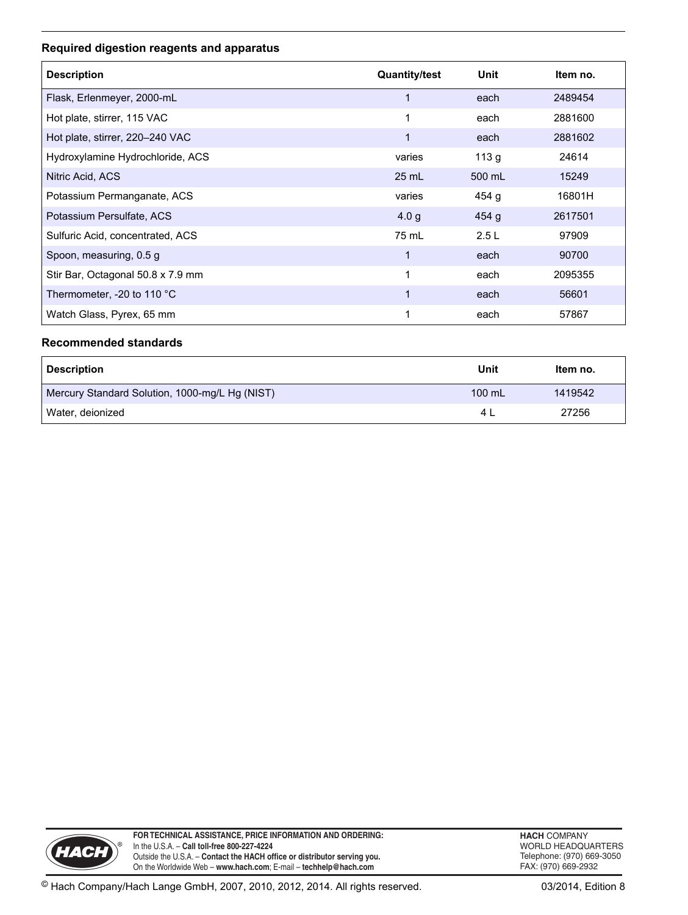### Required digestion reagents and apparatus

| Description | Quantity/test | Unit | Item no. |
| --- | --- | --- | --- |
| Flask, Erlenmeyer, 2000-mL | 1 | each | 2489454 |
| Hot plate, stirrer, 115 VAC | 1 | each | 2881600 |
| Hot plate, stirrer, 220–240 VAC | 1 | each | 2881602 |
| Hydroxylamine Hydrochloride, ACS | varies | 113 g | 24614 |
| Nitric Acid, ACS | 25 mL | 500 mL | 15249 |
| Potassium Permanganate, ACS | varies | 454 g | 16801H |
| Potassium Persulfate, ACS | 4.0 g | 454 g | 2617501 |
| Sulfuric Acid, concentrated, ACS | 75 mL | 2.5 L | 97909 |
| Spoon, measuring, 0.5 g | 1 | each | 90700 |
| Stir Bar, Octagonal 50.8 x 7.9 mm | 1 | each | 2095355 |
| Thermometer, -20 to 110 °C | 1 | each | 56601 |
| Watch Glass, Pyrex, 65 mm | 1 | each | 57867 |

### Recommended standards

| Description | Unit | Item no. |
| --- | --- | --- |
| Mercury Standard Solution, 1000-mg/L Hg (NIST) | 100 mL | 1419542 |
| Water, deionized | 4 L | 27256 |

**FOR TECHNICAL ASSISTANCE, PRICE INFORMATION AND ORDERING:**
In the U.S.A. – **Call toll-free 800-227-4224**
Outside the U.S.A. – **Contact the HACH office or distributor serving you.**
On the Worldwide Web – **www.hach.com**; E-mail – **techhelp@hach.com**

**HACH** COMPANY
WORLD HEADQUARTERS
Telephone: (970) 669-3050
FAX: (970) 669-2932

© Hach Company/Hach Lange GmbH, 2007, 2010, 2012, 2014. All rights reserved. 03/2014, Edition 8